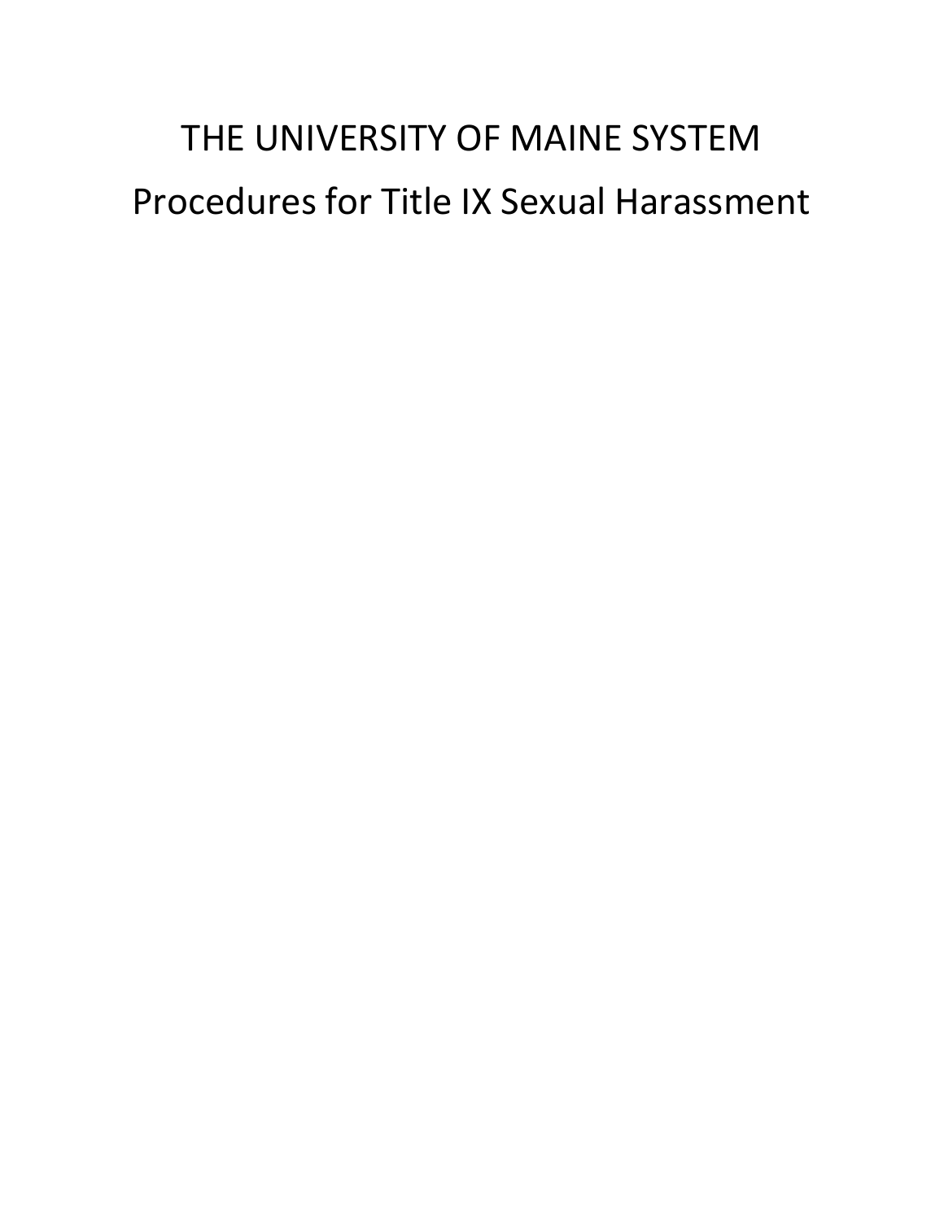# THE UNIVERSITY OF MAINE SYSTEM

# Procedures for Title IX Sexual Harassment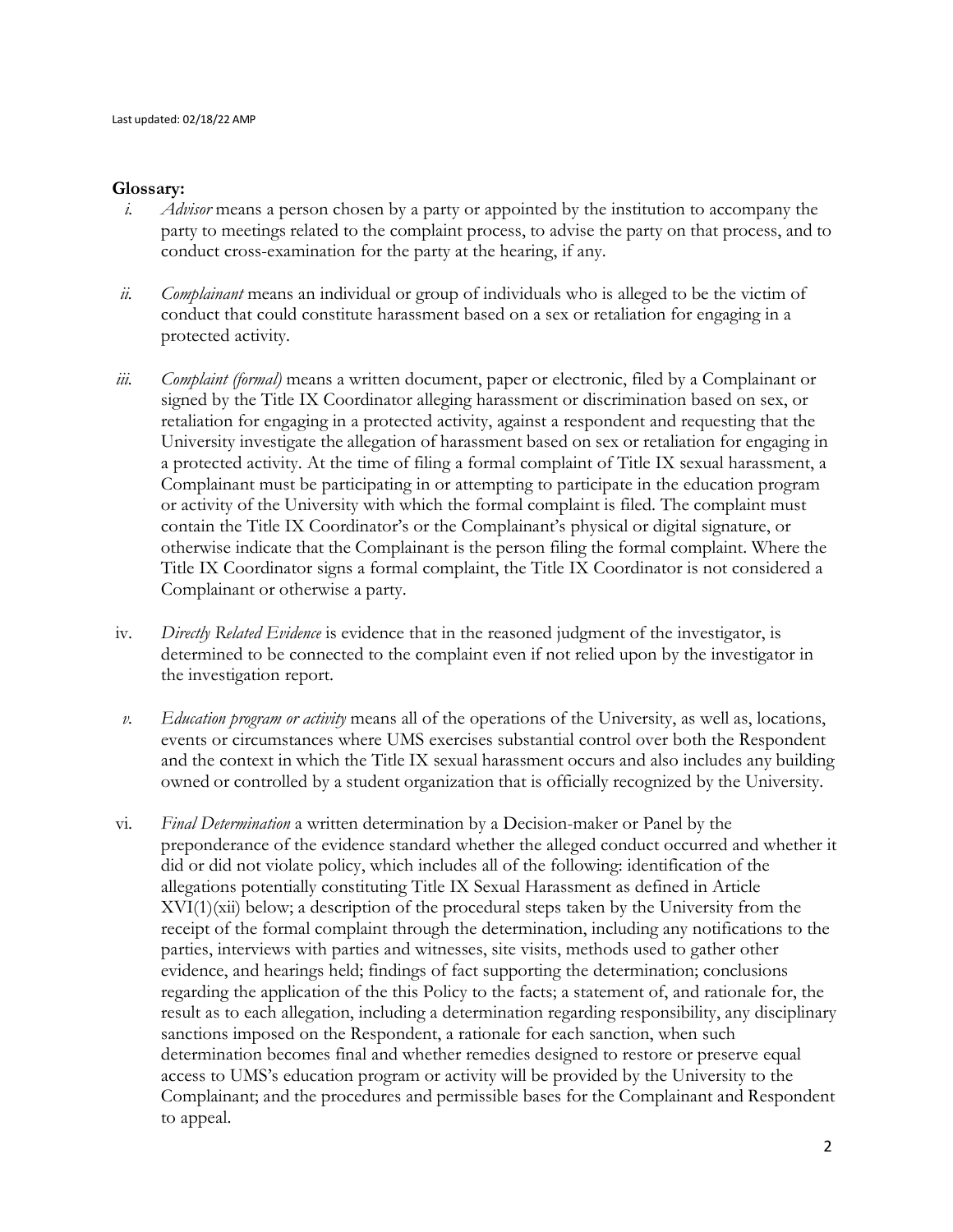Last updated: 02/18/22 AMP

**Glossary:**

i. *Advisor* means a person chosen by a party or appointed by the institution to accompany the party to meetings related to the complaint process, to advise the party on that process, and to conduct cross-examination for the party at the hearing, if any.

ii. *Complainant* means an individual or group of individuals who is alleged to be the victim of conduct that could constitute harassment based on a sex or retaliation for engaging in a protected activity.

iii. *Complaint (formal)* means a written document, paper or electronic, filed by a Complainant or signed by the Title IX Coordinator alleging harassment or discrimination based on sex, or retaliation for engaging in a protected activity, against a respondent and requesting that the University investigate the allegation of harassment based on sex or retaliation for engaging in a protected activity. At the time of filing a formal complaint of Title IX sexual harassment, a Complainant must be participating in or attempting to participate in the education program or activity of the University with which the formal complaint is filed. The complaint must contain the Title IX Coordinator's or the Complainant's physical or digital signature, or otherwise indicate that the Complainant is the person filing the formal complaint. Where the Title IX Coordinator signs a formal complaint, the Title IX Coordinator is not considered a Complainant or otherwise a party.

iv. *Directly Related Evidence* is evidence that in the reasoned judgment of the investigator, is determined to be connected to the complaint even if not relied upon by the investigator in the investigation report.

v. *Education program or activity* means all of the operations of the University, as well as, locations, events or circumstances where UMS exercises substantial control over both the Respondent and the context in which the Title IX sexual harassment occurs and also includes any building owned or controlled by a student organization that is officially recognized by the University.

vi. *Final Determination* a written determination by a Decision-maker or Panel by the preponderance of the evidence standard whether the alleged conduct occurred and whether it did or did not violate policy, which includes all of the following: identification of the allegations potentially constituting Title IX Sexual Harassment as defined in Article XVI(1)(xii) below; a description of the procedural steps taken by the University from the receipt of the formal complaint through the determination, including any notifications to the parties, interviews with parties and witnesses, site visits, methods used to gather other evidence, and hearings held; findings of fact supporting the determination; conclusions regarding the application of the this Policy to the facts; a statement of, and rationale for, the result as to each allegation, including a determination regarding responsibility, any disciplinary sanctions imposed on the Respondent, a rationale for each sanction, when such determination becomes final and whether remedies designed to restore or preserve equal access to UMS's education program or activity will be provided by the University to the Complainant; and the procedures and permissible bases for the Complainant and Respondent to appeal.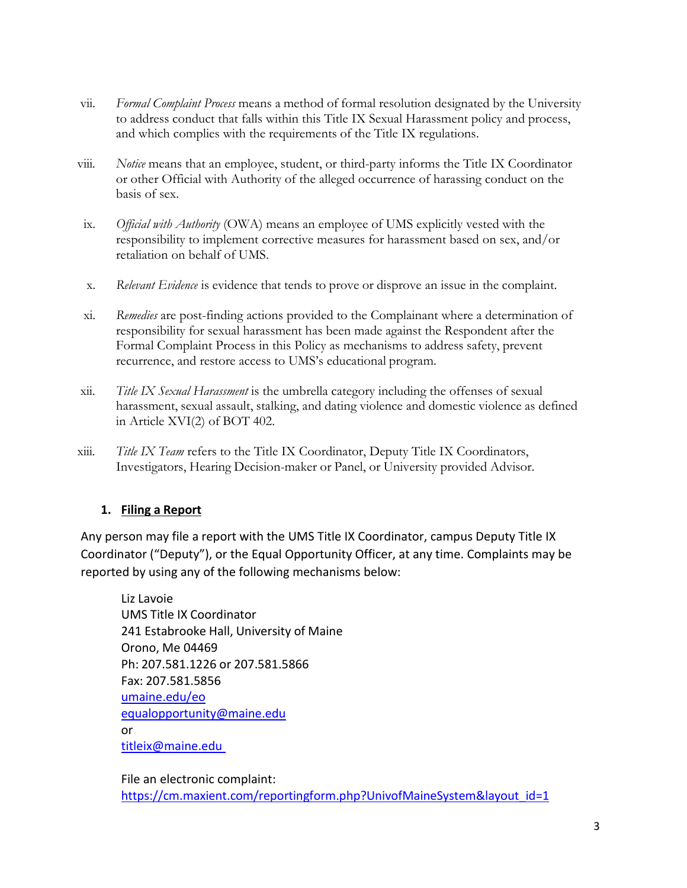vii. *Formal Complaint Process* means a method of formal resolution designated by the University to address conduct that falls within this Title IX Sexual Harassment policy and process, and which complies with the requirements of the Title IX regulations.

viii. *Notice* means that an employee, student, or third-party informs the Title IX Coordinator or other Official with Authority of the alleged occurrence of harassing conduct on the basis of sex.

ix. *Official with Authority* (OWA) means an employee of UMS explicitly vested with the responsibility to implement corrective measures for harassment based on sex, and/or retaliation on behalf of UMS.

x. *Relevant Evidence* is evidence that tends to prove or disprove an issue in the complaint.

xi. *Remedies* are post-finding actions provided to the Complainant where a determination of responsibility for sexual harassment has been made against the Respondent after the Formal Complaint Process in this Policy as mechanisms to address safety, prevent recurrence, and restore access to UMS's educational program.

xii. *Title IX Sexual Harassment* is the umbrella category including the offenses of sexual harassment, sexual assault, stalking, and dating violence and domestic violence as defined in Article XVI(2) of BOT 402.

xiii. *Title IX Team* refers to the Title IX Coordinator, Deputy Title IX Coordinators, Investigators, Hearing Decision-maker or Panel, or University provided Advisor.

## 1. Filing a Report

Any person may file a report with the UMS Title IX Coordinator, campus Deputy Title IX Coordinator ("Deputy"), or the Equal Opportunity Officer, at any time. Complaints may be reported by using any of the following mechanisms below:

Liz Lavoie
UMS Title IX Coordinator
241 Estabrooke Hall, University of Maine
Orono, Me 04469
Ph: 207.581.1226 or 207.581.5866
Fax: 207.581.5856
umaine.edu/eo
equalopportunity@maine.edu
or
titleix@maine.edu

File an electronic complaint:
https://cm.maxient.com/reportingform.php?UnivofMaineSystem&layout_id=1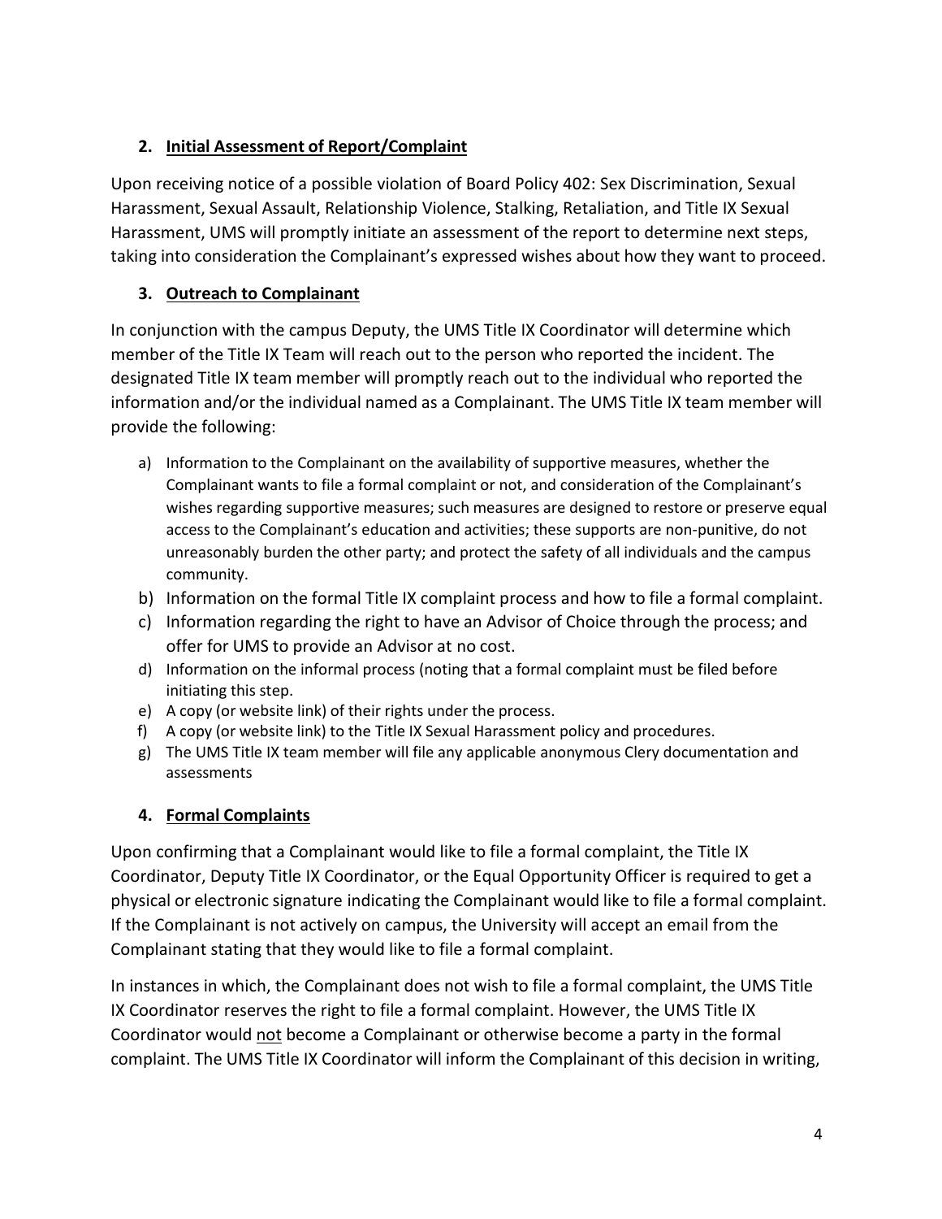### 2. Initial Assessment of Report/Complaint

Upon receiving notice of a possible violation of Board Policy 402: Sex Discrimination, Sexual Harassment, Sexual Assault, Relationship Violence, Stalking, Retaliation, and Title IX Sexual Harassment, UMS will promptly initiate an assessment of the report to determine next steps, taking into consideration the Complainant's expressed wishes about how they want to proceed.

### 3. Outreach to Complainant

In conjunction with the campus Deputy, the UMS Title IX Coordinator will determine which member of the Title IX Team will reach out to the person who reported the incident. The designated Title IX team member will promptly reach out to the individual who reported the information and/or the individual named as a Complainant. The UMS Title IX team member will provide the following:

a) Information to the Complainant on the availability of supportive measures, whether the Complainant wants to file a formal complaint or not, and consideration of the Complainant's wishes regarding supportive measures; such measures are designed to restore or preserve equal access to the Complainant's education and activities; these supports are non-punitive, do not unreasonably burden the other party; and protect the safety of all individuals and the campus community.
b) Information on the formal Title IX complaint process and how to file a formal complaint.
c) Information regarding the right to have an Advisor of Choice through the process; and offer for UMS to provide an Advisor at no cost.
d) Information on the informal process (noting that a formal complaint must be filed before initiating this step.
e) A copy (or website link) of their rights under the process.
f) A copy (or website link) to the Title IX Sexual Harassment policy and procedures.
g) The UMS Title IX team member will file any applicable anonymous Clery documentation and assessments

### 4. Formal Complaints

Upon confirming that a Complainant would like to file a formal complaint, the Title IX Coordinator, Deputy Title IX Coordinator, or the Equal Opportunity Officer is required to get a physical or electronic signature indicating the Complainant would like to file a formal complaint. If the Complainant is not actively on campus, the University will accept an email from the Complainant stating that they would like to file a formal complaint.

In instances in which, the Complainant does not wish to file a formal complaint, the UMS Title IX Coordinator reserves the right to file a formal complaint. However, the UMS Title IX Coordinator would not become a Complainant or otherwise become a party in the formal complaint. The UMS Title IX Coordinator will inform the Complainant of this decision in writing,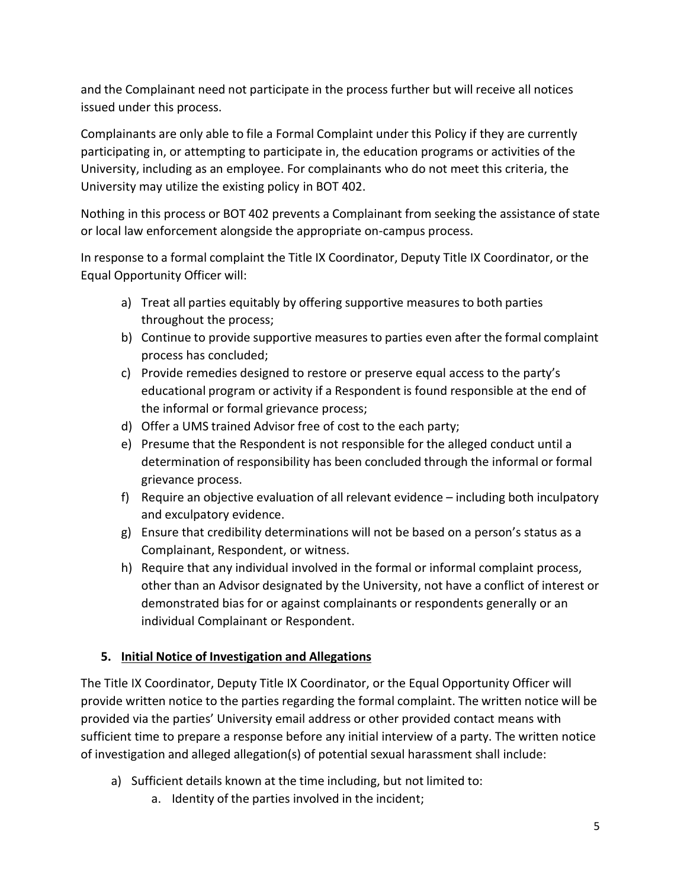and the Complainant need not participate in the process further but will receive all notices issued under this process.

Complainants are only able to file a Formal Complaint under this Policy if they are currently participating in, or attempting to participate in, the education programs or activities of the University, including as an employee. For complainants who do not meet this criteria, the University may utilize the existing policy in BOT 402.

Nothing in this process or BOT 402 prevents a Complainant from seeking the assistance of state or local law enforcement alongside the appropriate on-campus process.

In response to a formal complaint the Title IX Coordinator, Deputy Title IX Coordinator, or the Equal Opportunity Officer will:

a) Treat all parties equitably by offering supportive measures to both parties throughout the process;
b) Continue to provide supportive measures to parties even after the formal complaint process has concluded;
c) Provide remedies designed to restore or preserve equal access to the party's educational program or activity if a Respondent is found responsible at the end of the informal or formal grievance process;
d) Offer a UMS trained Advisor free of cost to the each party;
e) Presume that the Respondent is not responsible for the alleged conduct until a determination of responsibility has been concluded through the informal or formal grievance process.
f) Require an objective evaluation of all relevant evidence – including both inculpatory and exculpatory evidence.
g) Ensure that credibility determinations will not be based on a person's status as a Complainant, Respondent, or witness.
h) Require that any individual involved in the formal or informal complaint process, other than an Advisor designated by the University, not have a conflict of interest or demonstrated bias for or against complainants or respondents generally or an individual Complainant or Respondent.

## 5. Initial Notice of Investigation and Allegations

The Title IX Coordinator, Deputy Title IX Coordinator, or the Equal Opportunity Officer will provide written notice to the parties regarding the formal complaint. The written notice will be provided via the parties' University email address or other provided contact means with sufficient time to prepare a response before any initial interview of a party. The written notice of investigation and alleged allegation(s) of potential sexual harassment shall include:

a) Sufficient details known at the time including, but not limited to:
    a. Identity of the parties involved in the incident;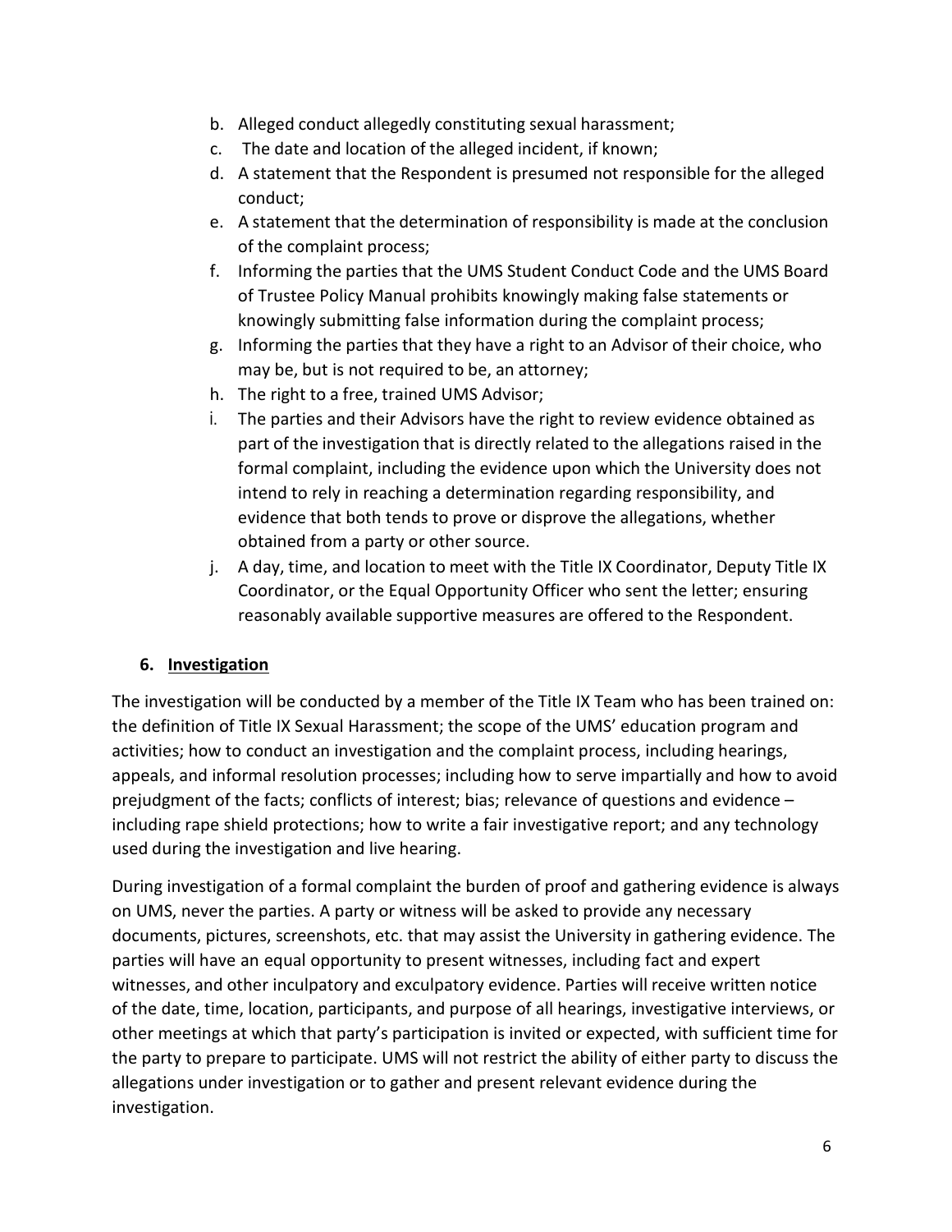b. Alleged conduct allegedly constituting sexual harassment;
c. The date and location of the alleged incident, if known;
d. A statement that the Respondent is presumed not responsible for the alleged conduct;
e. A statement that the determination of responsibility is made at the conclusion of the complaint process;
f. Informing the parties that the UMS Student Conduct Code and the UMS Board of Trustee Policy Manual prohibits knowingly making false statements or knowingly submitting false information during the complaint process;
g. Informing the parties that they have a right to an Advisor of their choice, who may be, but is not required to be, an attorney;
h. The right to a free, trained UMS Advisor;
i. The parties and their Advisors have the right to review evidence obtained as part of the investigation that is directly related to the allegations raised in the formal complaint, including the evidence upon which the University does not intend to rely in reaching a determination regarding responsibility, and evidence that both tends to prove or disprove the allegations, whether obtained from a party or other source.
j. A day, time, and location to meet with the Title IX Coordinator, Deputy Title IX Coordinator, or the Equal Opportunity Officer who sent the letter; ensuring reasonably available supportive measures are offered to the Respondent.

### 6. Investigation

The investigation will be conducted by a member of the Title IX Team who has been trained on: the definition of Title IX Sexual Harassment; the scope of the UMS' education program and activities; how to conduct an investigation and the complaint process, including hearings, appeals, and informal resolution processes; including how to serve impartially and how to avoid prejudgment of the facts; conflicts of interest; bias; relevance of questions and evidence – including rape shield protections; how to write a fair investigative report; and any technology used during the investigation and live hearing.

During investigation of a formal complaint the burden of proof and gathering evidence is always on UMS, never the parties. A party or witness will be asked to provide any necessary documents, pictures, screenshots, etc. that may assist the University in gathering evidence. The parties will have an equal opportunity to present witnesses, including fact and expert witnesses, and other inculpatory and exculpatory evidence. Parties will receive written notice of the date, time, location, participants, and purpose of all hearings, investigative interviews, or other meetings at which that party's participation is invited or expected, with sufficient time for the party to prepare to participate. UMS will not restrict the ability of either party to discuss the allegations under investigation or to gather and present relevant evidence during the investigation.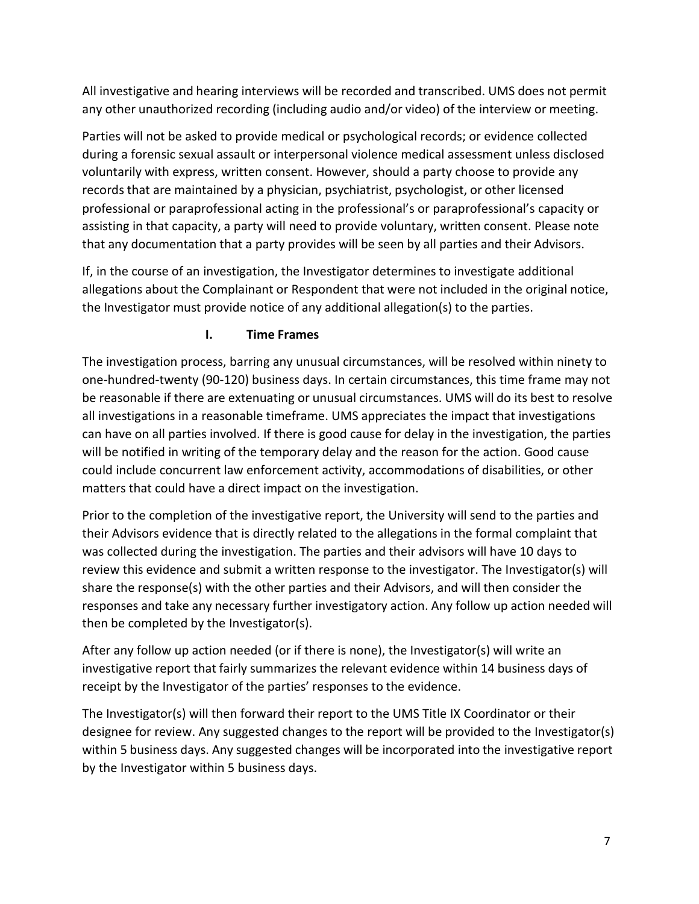All investigative and hearing interviews will be recorded and transcribed. UMS does not permit any other unauthorized recording (including audio and/or video) of the interview or meeting.

Parties will not be asked to provide medical or psychological records; or evidence collected during a forensic sexual assault or interpersonal violence medical assessment unless disclosed voluntarily with express, written consent. However, should a party choose to provide any records that are maintained by a physician, psychiatrist, psychologist, or other licensed professional or paraprofessional acting in the professional's or paraprofessional's capacity or assisting in that capacity, a party will need to provide voluntary, written consent. Please note that any documentation that a party provides will be seen by all parties and their Advisors.

If, in the course of an investigation, the Investigator determines to investigate additional allegations about the Complainant or Respondent that were not included in the original notice, the Investigator must provide notice of any additional allegation(s) to the parties.

### I. Time Frames

The investigation process, barring any unusual circumstances, will be resolved within ninety to one-hundred-twenty (90-120) business days. In certain circumstances, this time frame may not be reasonable if there are extenuating or unusual circumstances. UMS will do its best to resolve all investigations in a reasonable timeframe. UMS appreciates the impact that investigations can have on all parties involved. If there is good cause for delay in the investigation, the parties will be notified in writing of the temporary delay and the reason for the action. Good cause could include concurrent law enforcement activity, accommodations of disabilities, or other matters that could have a direct impact on the investigation.

Prior to the completion of the investigative report, the University will send to the parties and their Advisors evidence that is directly related to the allegations in the formal complaint that was collected during the investigation. The parties and their advisors will have 10 days to review this evidence and submit a written response to the investigator. The Investigator(s) will share the response(s) with the other parties and their Advisors, and will then consider the responses and take any necessary further investigatory action. Any follow up action needed will then be completed by the Investigator(s).

After any follow up action needed (or if there is none), the Investigator(s) will write an investigative report that fairly summarizes the relevant evidence within 14 business days of receipt by the Investigator of the parties' responses to the evidence.

The Investigator(s) will then forward their report to the UMS Title IX Coordinator or their designee for review. Any suggested changes to the report will be provided to the Investigator(s) within 5 business days. Any suggested changes will be incorporated into the investigative report by the Investigator within 5 business days.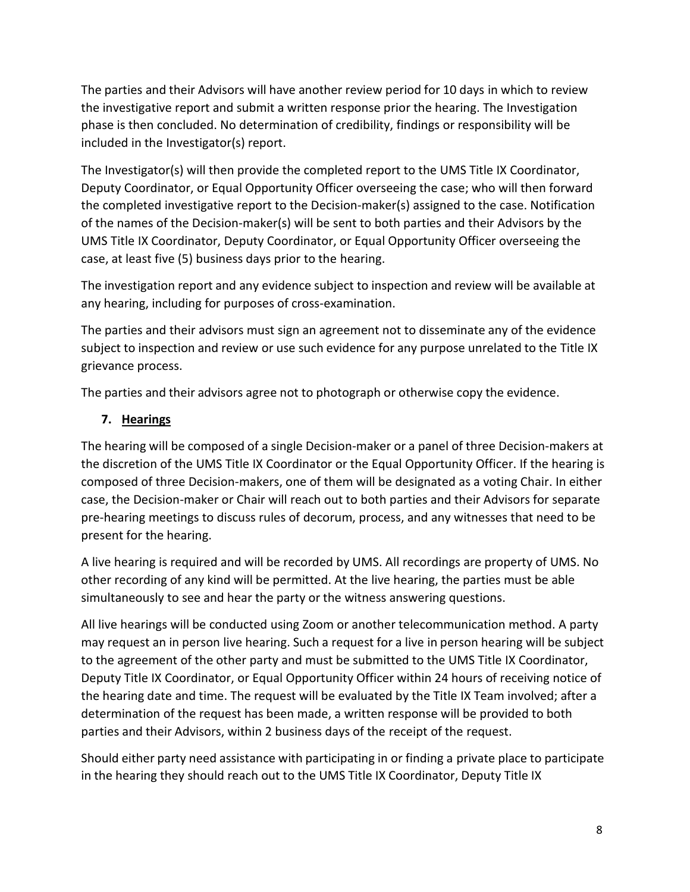The parties and their Advisors will have another review period for 10 days in which to review the investigative report and submit a written response prior the hearing. The Investigation phase is then concluded. No determination of credibility, findings or responsibility will be included in the Investigator(s) report.

The Investigator(s) will then provide the completed report to the UMS Title IX Coordinator, Deputy Coordinator, or Equal Opportunity Officer overseeing the case; who will then forward the completed investigative report to the Decision-maker(s) assigned to the case. Notification of the names of the Decision-maker(s) will be sent to both parties and their Advisors by the UMS Title IX Coordinator, Deputy Coordinator, or Equal Opportunity Officer overseeing the case, at least five (5) business days prior to the hearing.

The investigation report and any evidence subject to inspection and review will be available at any hearing, including for purposes of cross-examination.

The parties and their advisors must sign an agreement not to disseminate any of the evidence subject to inspection and review or use such evidence for any purpose unrelated to the Title IX grievance process.

The parties and their advisors agree not to photograph or otherwise copy the evidence.

### 7. Hearings

The hearing will be composed of a single Decision-maker or a panel of three Decision-makers at the discretion of the UMS Title IX Coordinator or the Equal Opportunity Officer. If the hearing is composed of three Decision-makers, one of them will be designated as a voting Chair. In either case, the Decision-maker or Chair will reach out to both parties and their Advisors for separate pre-hearing meetings to discuss rules of decorum, process, and any witnesses that need to be present for the hearing.

A live hearing is required and will be recorded by UMS. All recordings are property of UMS. No other recording of any kind will be permitted. At the live hearing, the parties must be able simultaneously to see and hear the party or the witness answering questions.

All live hearings will be conducted using Zoom or another telecommunication method. A party may request an in person live hearing. Such a request for a live in person hearing will be subject to the agreement of the other party and must be submitted to the UMS Title IX Coordinator, Deputy Title IX Coordinator, or Equal Opportunity Officer within 24 hours of receiving notice of the hearing date and time. The request will be evaluated by the Title IX Team involved; after a determination of the request has been made, a written response will be provided to both parties and their Advisors, within 2 business days of the receipt of the request.

Should either party need assistance with participating in or finding a private place to participate in the hearing they should reach out to the UMS Title IX Coordinator, Deputy Title IX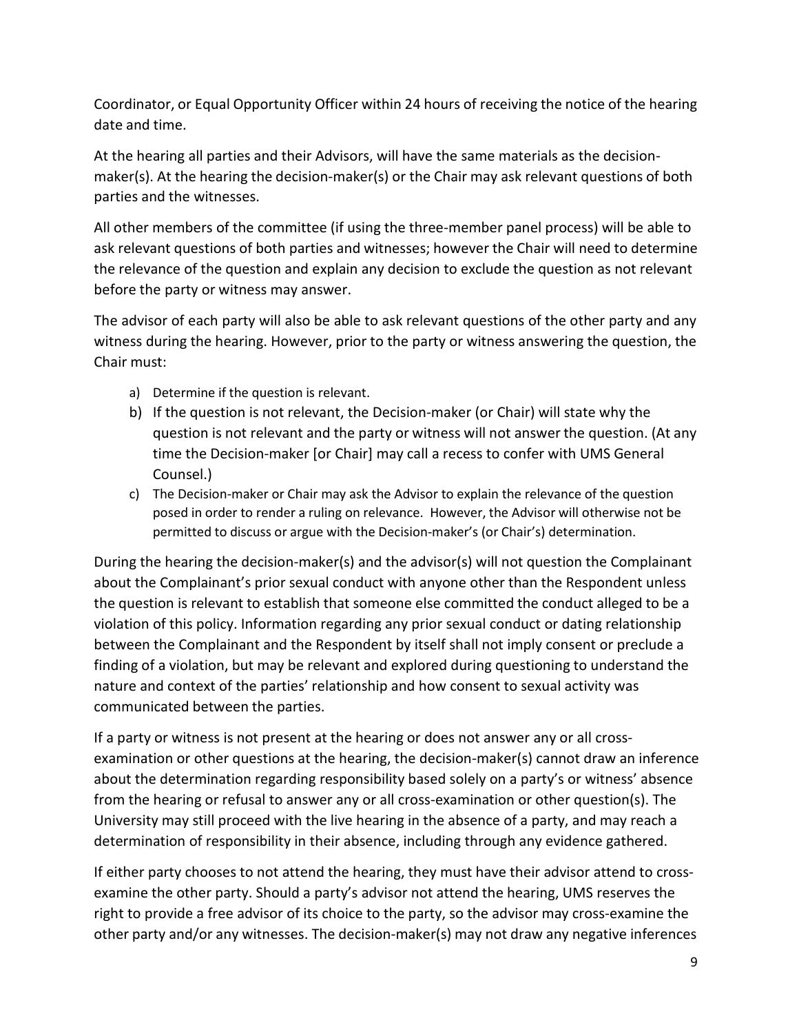Coordinator, or Equal Opportunity Officer within 24 hours of receiving the notice of the hearing date and time.

At the hearing all parties and their Advisors, will have the same materials as the decision-maker(s). At the hearing the decision-maker(s) or the Chair may ask relevant questions of both parties and the witnesses.

All other members of the committee (if using the three-member panel process) will be able to ask relevant questions of both parties and witnesses; however the Chair will need to determine the relevance of the question and explain any decision to exclude the question as not relevant before the party or witness may answer.

The advisor of each party will also be able to ask relevant questions of the other party and any witness during the hearing. However, prior to the party or witness answering the question, the Chair must:

a) Determine if the question is relevant.
b) If the question is not relevant, the Decision-maker (or Chair) will state why the question is not relevant and the party or witness will not answer the question. (At any time the Decision-maker [or Chair] may call a recess to confer with UMS General Counsel.)
c) The Decision-maker or Chair may ask the Advisor to explain the relevance of the question posed in order to render a ruling on relevance. However, the Advisor will otherwise not be permitted to discuss or argue with the Decision-maker's (or Chair's) determination.

During the hearing the decision-maker(s) and the advisor(s) will not question the Complainant about the Complainant's prior sexual conduct with anyone other than the Respondent unless the question is relevant to establish that someone else committed the conduct alleged to be a violation of this policy. Information regarding any prior sexual conduct or dating relationship between the Complainant and the Respondent by itself shall not imply consent or preclude a finding of a violation, but may be relevant and explored during questioning to understand the nature and context of the parties' relationship and how consent to sexual activity was communicated between the parties.

If a party or witness is not present at the hearing or does not answer any or all cross-examination or other questions at the hearing, the decision-maker(s) cannot draw an inference about the determination regarding responsibility based solely on a party's or witness' absence from the hearing or refusal to answer any or all cross-examination or other question(s). The University may still proceed with the live hearing in the absence of a party, and may reach a determination of responsibility in their absence, including through any evidence gathered.

If either party chooses to not attend the hearing, they must have their advisor attend to cross-examine the other party. Should a party's advisor not attend the hearing, UMS reserves the right to provide a free advisor of its choice to the party, so the advisor may cross-examine the other party and/or any witnesses. The decision-maker(s) may not draw any negative inferences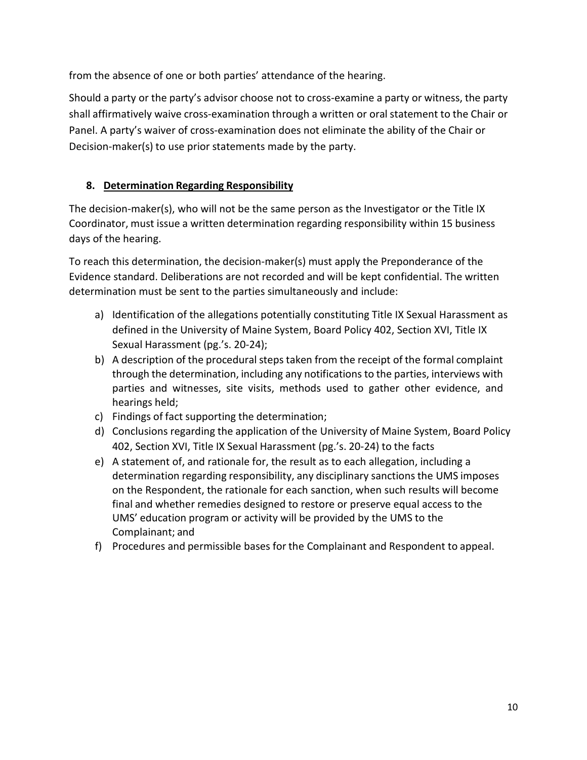from the absence of one or both parties' attendance of the hearing.

Should a party or the party's advisor choose not to cross-examine a party or witness, the party shall affirmatively waive cross-examination through a written or oral statement to the Chair or Panel. A party's waiver of cross-examination does not eliminate the ability of the Chair or Decision-maker(s) to use prior statements made by the party.

### 8. <u>Determination Regarding Responsibility</u>

The decision-maker(s), who will not be the same person as the Investigator or the Title IX Coordinator, must issue a written determination regarding responsibility within 15 business days of the hearing.

To reach this determination, the decision-maker(s) must apply the Preponderance of the Evidence standard. Deliberations are not recorded and will be kept confidential. The written determination must be sent to the parties simultaneously and include:

a) Identification of the allegations potentially constituting Title IX Sexual Harassment as defined in the University of Maine System, Board Policy 402, Section XVI, Title IX Sexual Harassment (pg.'s. 20-24);
b) A description of the procedural steps taken from the receipt of the formal complaint through the determination, including any notifications to the parties, interviews with parties and witnesses, site visits, methods used to gather other evidence, and hearings held;
c) Findings of fact supporting the determination;
d) Conclusions regarding the application of the University of Maine System, Board Policy 402, Section XVI, Title IX Sexual Harassment (pg.'s. 20-24) to the facts
e) A statement of, and rationale for, the result as to each allegation, including a determination regarding responsibility, any disciplinary sanctions the UMS imposes on the Respondent, the rationale for each sanction, when such results will become final and whether remedies designed to restore or preserve equal access to the UMS' education program or activity will be provided by the UMS to the Complainant; and
f) Procedures and permissible bases for the Complainant and Respondent to appeal.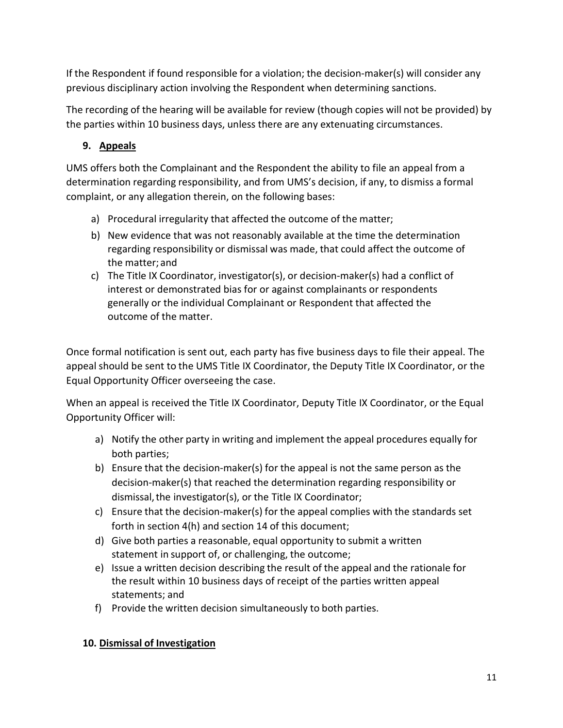If the Respondent if found responsible for a violation; the decision-maker(s) will consider any previous disciplinary action involving the Respondent when determining sanctions.

The recording of the hearing will be available for review (though copies will not be provided) by the parties within 10 business days, unless there are any extenuating circumstances.

## 9. Appeals

UMS offers both the Complainant and the Respondent the ability to file an appeal from a determination regarding responsibility, and from UMS's decision, if any, to dismiss a formal complaint, or any allegation therein, on the following bases:

a) Procedural irregularity that affected the outcome of the matter;
b) New evidence that was not reasonably available at the time the determination regarding responsibility or dismissal was made, that could affect the outcome of the matter; and
c) The Title IX Coordinator, investigator(s), or decision-maker(s) had a conflict of interest or demonstrated bias for or against complainants or respondents generally or the individual Complainant or Respondent that affected the outcome of the matter.

Once formal notification is sent out, each party has five business days to file their appeal. The appeal should be sent to the UMS Title IX Coordinator, the Deputy Title IX Coordinator, or the Equal Opportunity Officer overseeing the case.

When an appeal is received the Title IX Coordinator, Deputy Title IX Coordinator, or the Equal Opportunity Officer will:

a) Notify the other party in writing and implement the appeal procedures equally for both parties;
b) Ensure that the decision-maker(s) for the appeal is not the same person as the decision-maker(s) that reached the determination regarding responsibility or dismissal, the investigator(s), or the Title IX Coordinator;
c) Ensure that the decision-maker(s) for the appeal complies with the standards set forth in section 4(h) and section 14 of this document;
d) Give both parties a reasonable, equal opportunity to submit a written statement in support of, or challenging, the outcome;
e) Issue a written decision describing the result of the appeal and the rationale for the result within 10 business days of receipt of the parties written appeal statements; and
f) Provide the written decision simultaneously to both parties.

## 10. Dismissal of Investigation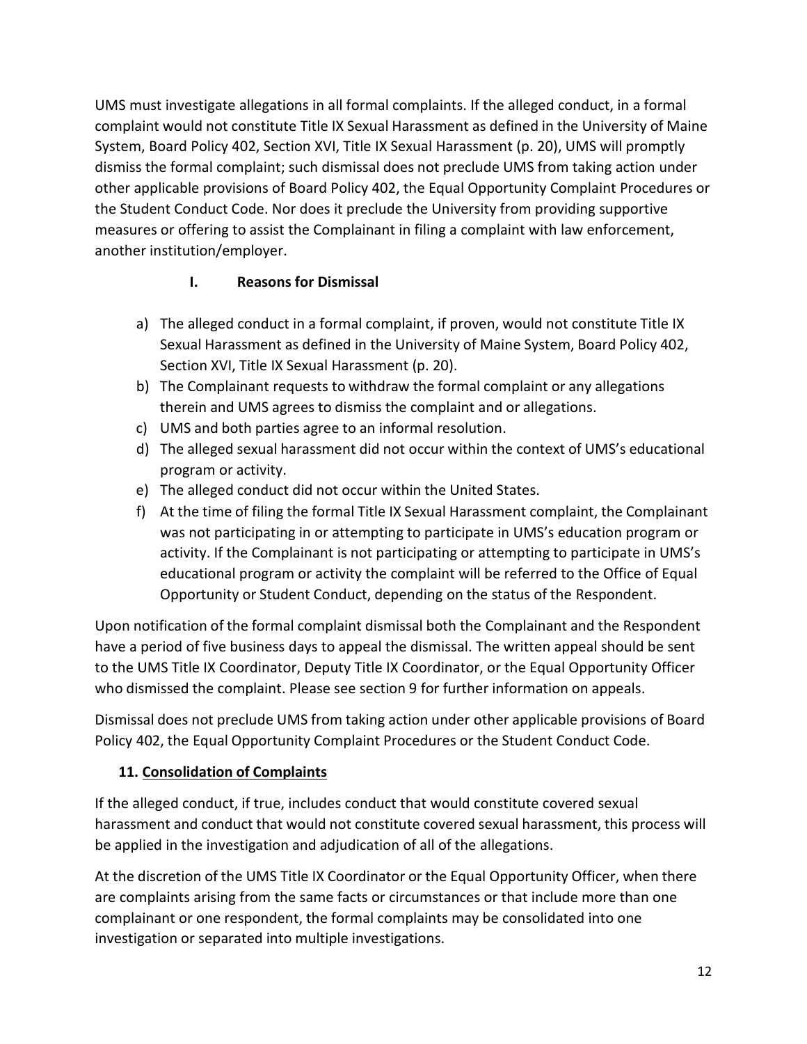UMS must investigate allegations in all formal complaints. If the alleged conduct, in a formal complaint would not constitute Title IX Sexual Harassment as defined in the University of Maine System, Board Policy 402, Section XVI, Title IX Sexual Harassment (p. 20), UMS will promptly dismiss the formal complaint; such dismissal does not preclude UMS from taking action under other applicable provisions of Board Policy 402, the Equal Opportunity Complaint Procedures or the Student Conduct Code. Nor does it preclude the University from providing supportive measures or offering to assist the Complainant in filing a complaint with law enforcement, another institution/employer.

### I. Reasons for Dismissal

a) The alleged conduct in a formal complaint, if proven, would not constitute Title IX Sexual Harassment as defined in the University of Maine System, Board Policy 402, Section XVI, Title IX Sexual Harassment (p. 20).

b) The Complainant requests to withdraw the formal complaint or any allegations therein and UMS agrees to dismiss the complaint and or allegations.

c) UMS and both parties agree to an informal resolution.

d) The alleged sexual harassment did not occur within the context of UMS's educational program or activity.

e) The alleged conduct did not occur within the United States.

f) At the time of filing the formal Title IX Sexual Harassment complaint, the Complainant was not participating in or attempting to participate in UMS's education program or activity. If the Complainant is not participating or attempting to participate in UMS's educational program or activity the complaint will be referred to the Office of Equal Opportunity or Student Conduct, depending on the status of the Respondent.

Upon notification of the formal complaint dismissal both the Complainant and the Respondent have a period of five business days to appeal the dismissal. The written appeal should be sent to the UMS Title IX Coordinator, Deputy Title IX Coordinator, or the Equal Opportunity Officer who dismissed the complaint. Please see section 9 for further information on appeals.

Dismissal does not preclude UMS from taking action under other applicable provisions of Board Policy 402, the Equal Opportunity Complaint Procedures or the Student Conduct Code.

## 11. Consolidation of Complaints

If the alleged conduct, if true, includes conduct that would constitute covered sexual harassment and conduct that would not constitute covered sexual harassment, this process will be applied in the investigation and adjudication of all of the allegations.

At the discretion of the UMS Title IX Coordinator or the Equal Opportunity Officer, when there are complaints arising from the same facts or circumstances or that include more than one complainant or one respondent, the formal complaints may be consolidated into one investigation or separated into multiple investigations.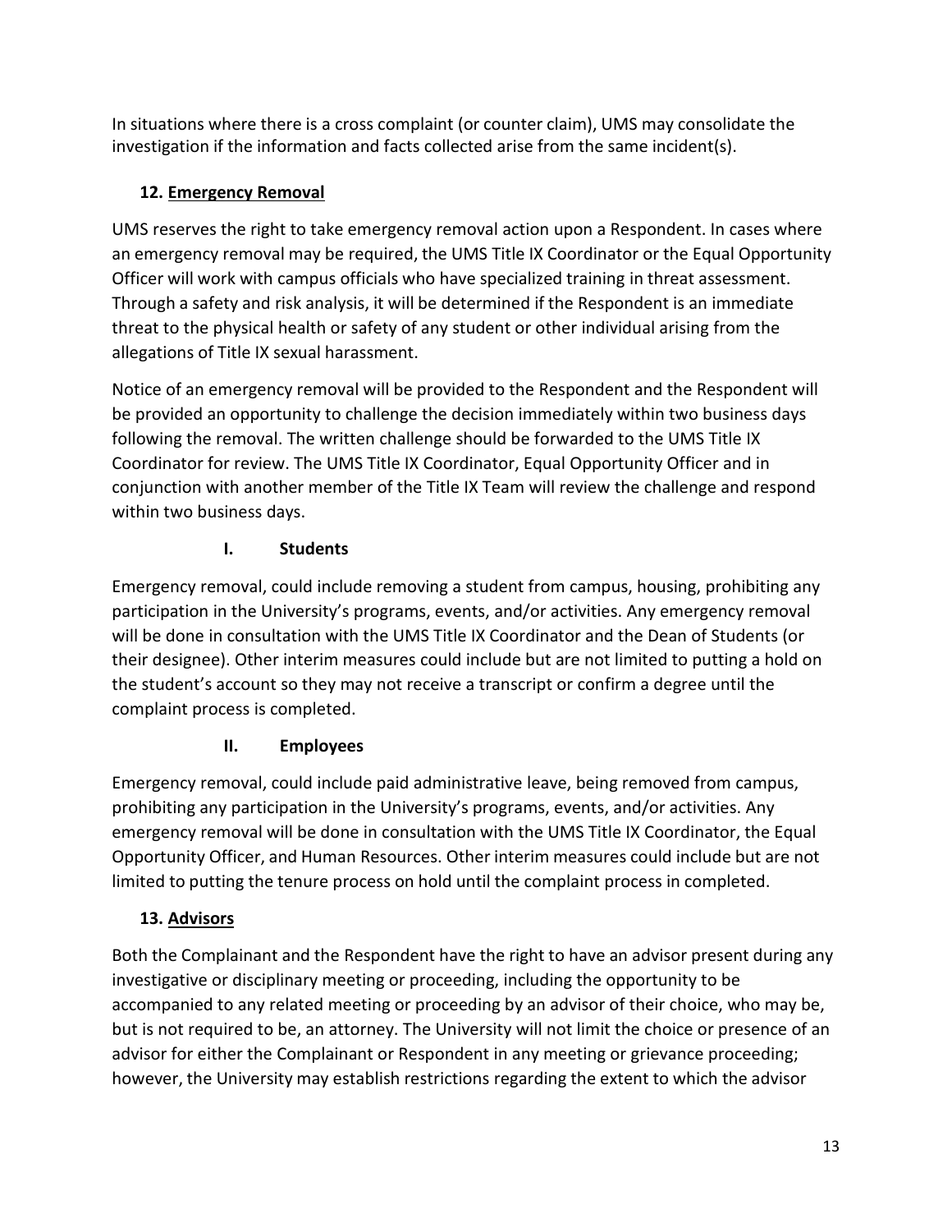In situations where there is a cross complaint (or counter claim), UMS may consolidate the investigation if the information and facts collected arise from the same incident(s).

### 12. Emergency Removal

UMS reserves the right to take emergency removal action upon a Respondent. In cases where an emergency removal may be required, the UMS Title IX Coordinator or the Equal Opportunity Officer will work with campus officials who have specialized training in threat assessment. Through a safety and risk analysis, it will be determined if the Respondent is an immediate threat to the physical health or safety of any student or other individual arising from the allegations of Title IX sexual harassment.

Notice of an emergency removal will be provided to the Respondent and the Respondent will be provided an opportunity to challenge the decision immediately within two business days following the removal. The written challenge should be forwarded to the UMS Title IX Coordinator for review. The UMS Title IX Coordinator, Equal Opportunity Officer and in conjunction with another member of the Title IX Team will review the challenge and respond within two business days.

#### I. Students

Emergency removal, could include removing a student from campus, housing, prohibiting any participation in the University's programs, events, and/or activities. Any emergency removal will be done in consultation with the UMS Title IX Coordinator and the Dean of Students (or their designee). Other interim measures could include but are not limited to putting a hold on the student's account so they may not receive a transcript or confirm a degree until the complaint process is completed.

#### II. Employees

Emergency removal, could include paid administrative leave, being removed from campus, prohibiting any participation in the University's programs, events, and/or activities. Any emergency removal will be done in consultation with the UMS Title IX Coordinator, the Equal Opportunity Officer, and Human Resources. Other interim measures could include but are not limited to putting the tenure process on hold until the complaint process in completed.

### 13. Advisors

Both the Complainant and the Respondent have the right to have an advisor present during any investigative or disciplinary meeting or proceeding, including the opportunity to be accompanied to any related meeting or proceeding by an advisor of their choice, who may be, but is not required to be, an attorney. The University will not limit the choice or presence of an advisor for either the Complainant or Respondent in any meeting or grievance proceeding; however, the University may establish restrictions regarding the extent to which the advisor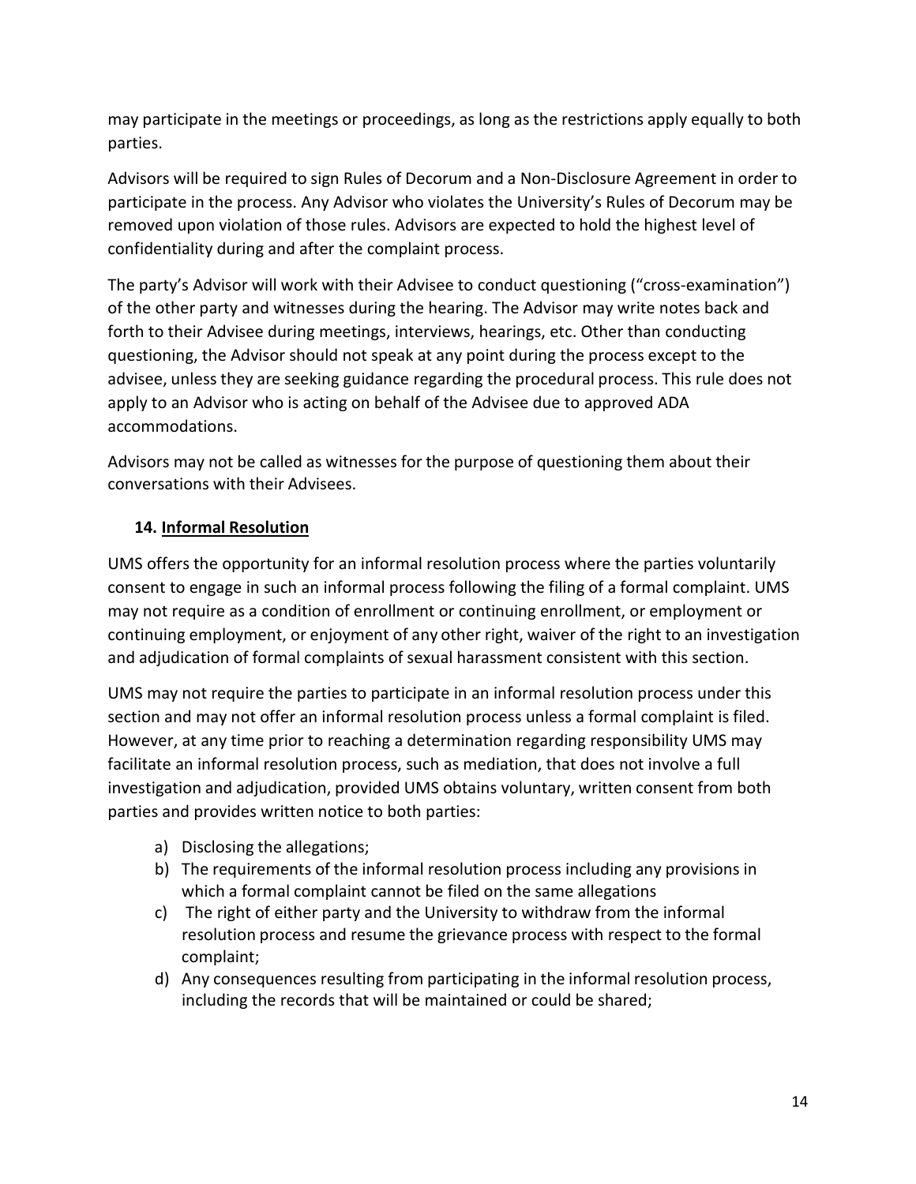may participate in the meetings or proceedings, as long as the restrictions apply equally to both parties.

Advisors will be required to sign Rules of Decorum and a Non-Disclosure Agreement in order to participate in the process. Any Advisor who violates the University's Rules of Decorum may be removed upon violation of those rules. Advisors are expected to hold the highest level of confidentiality during and after the complaint process.

The party's Advisor will work with their Advisee to conduct questioning ("cross-examination") of the other party and witnesses during the hearing. The Advisor may write notes back and forth to their Advisee during meetings, interviews, hearings, etc. Other than conducting questioning, the Advisor should not speak at any point during the process except to the advisee, unless they are seeking guidance regarding the procedural process. This rule does not apply to an Advisor who is acting on behalf of the Advisee due to approved ADA accommodations.

Advisors may not be called as witnesses for the purpose of questioning them about their conversations with their Advisees.

### 14. Informal Resolution

UMS offers the opportunity for an informal resolution process where the parties voluntarily consent to engage in such an informal process following the filing of a formal complaint. UMS may not require as a condition of enrollment or continuing enrollment, or employment or continuing employment, or enjoyment of any other right, waiver of the right to an investigation and adjudication of formal complaints of sexual harassment consistent with this section.

UMS may not require the parties to participate in an informal resolution process under this section and may not offer an informal resolution process unless a formal complaint is filed. However, at any time prior to reaching a determination regarding responsibility UMS may facilitate an informal resolution process, such as mediation, that does not involve a full investigation and adjudication, provided UMS obtains voluntary, written consent from both parties and provides written notice to both parties:

a) Disclosing the allegations;
b) The requirements of the informal resolution process including any provisions in which a formal complaint cannot be filed on the same allegations
c) The right of either party and the University to withdraw from the informal resolution process and resume the grievance process with respect to the formal complaint;
d) Any consequences resulting from participating in the informal resolution process, including the records that will be maintained or could be shared;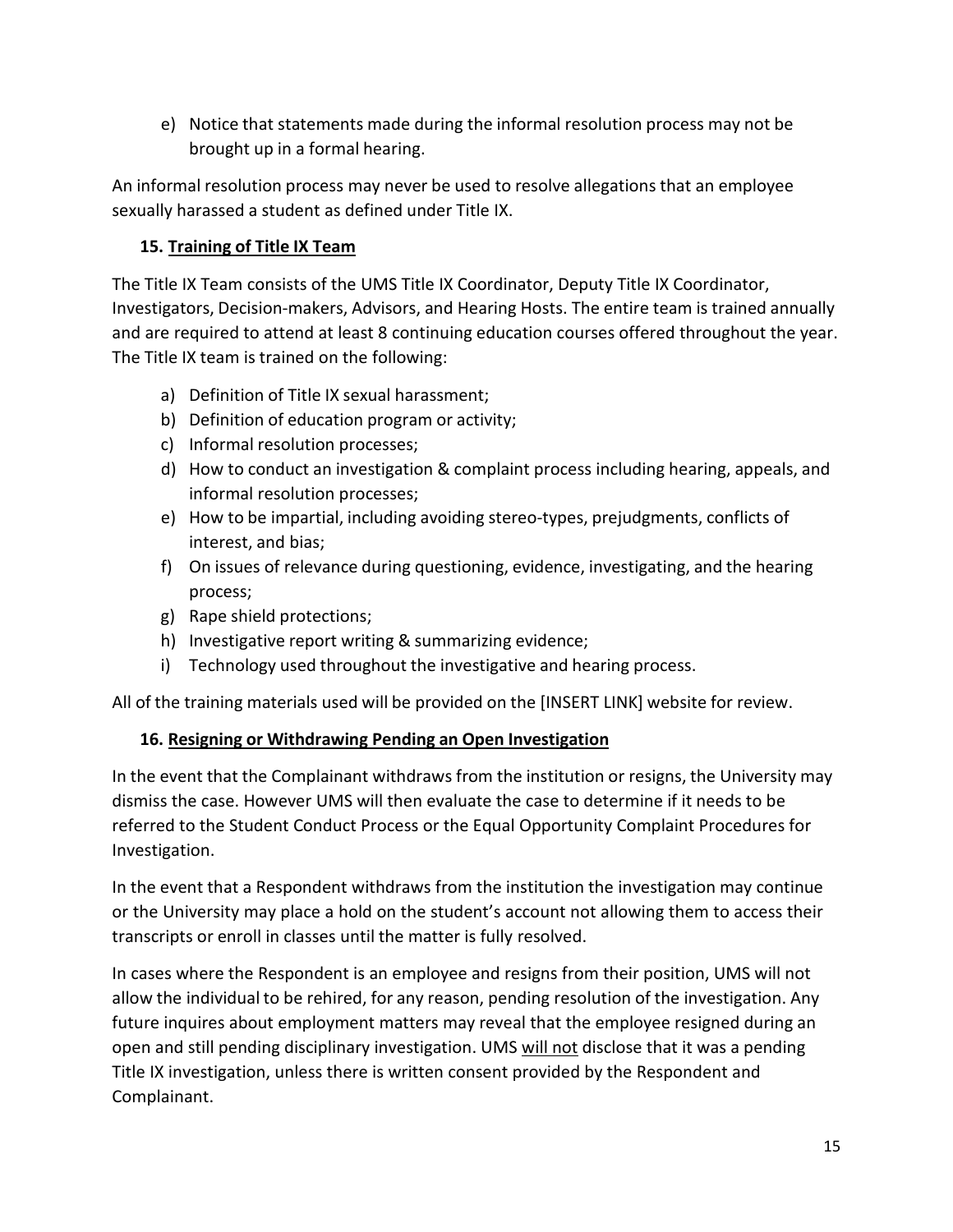e) Notice that statements made during the informal resolution process may not be brought up in a formal hearing.

An informal resolution process may never be used to resolve allegations that an employee sexually harassed a student as defined under Title IX.

### 15. Training of Title IX Team

The Title IX Team consists of the UMS Title IX Coordinator, Deputy Title IX Coordinator, Investigators, Decision-makers, Advisors, and Hearing Hosts. The entire team is trained annually and are required to attend at least 8 continuing education courses offered throughout the year. The Title IX team is trained on the following:

a) Definition of Title IX sexual harassment;
b) Definition of education program or activity;
c) Informal resolution processes;
d) How to conduct an investigation & complaint process including hearing, appeals, and informal resolution processes;
e) How to be impartial, including avoiding stereo-types, prejudgments, conflicts of interest, and bias;
f) On issues of relevance during questioning, evidence, investigating, and the hearing process;
g) Rape shield protections;
h) Investigative report writing & summarizing evidence;
i) Technology used throughout the investigative and hearing process.

All of the training materials used will be provided on the [INSERT LINK] website for review.

### 16. Resigning or Withdrawing Pending an Open Investigation

In the event that the Complainant withdraws from the institution or resigns, the University may dismiss the case. However UMS will then evaluate the case to determine if it needs to be referred to the Student Conduct Process or the Equal Opportunity Complaint Procedures for Investigation.

In the event that a Respondent withdraws from the institution the investigation may continue or the University may place a hold on the student's account not allowing them to access their transcripts or enroll in classes until the matter is fully resolved.

In cases where the Respondent is an employee and resigns from their position, UMS will not allow the individual to be rehired, for any reason, pending resolution of the investigation. Any future inquires about employment matters may reveal that the employee resigned during an open and still pending disciplinary investigation. UMS will not disclose that it was a pending Title IX investigation, unless there is written consent provided by the Respondent and Complainant.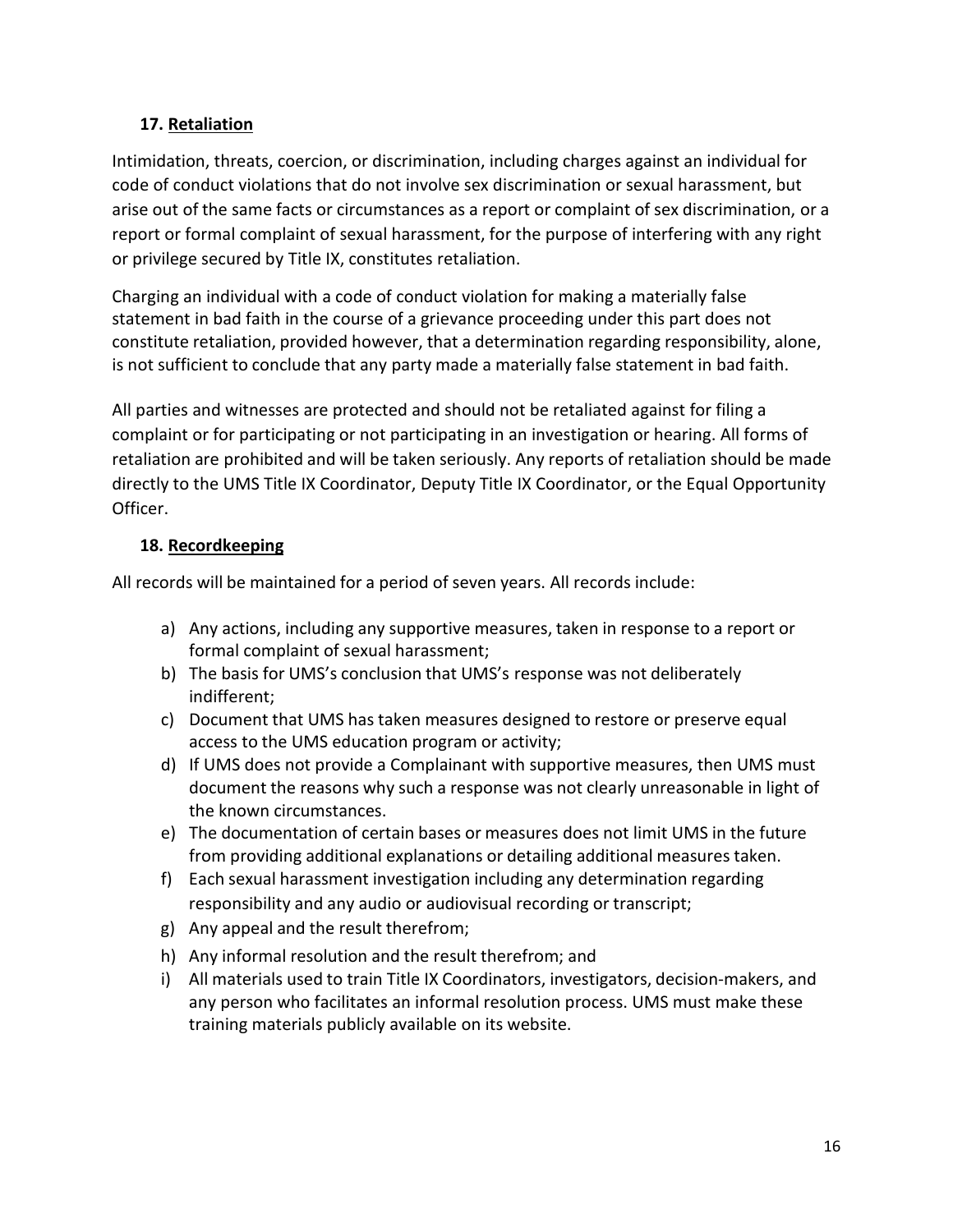### 17. Retaliation

Intimidation, threats, coercion, or discrimination, including charges against an individual for code of conduct violations that do not involve sex discrimination or sexual harassment, but arise out of the same facts or circumstances as a report or complaint of sex discrimination, or a report or formal complaint of sexual harassment, for the purpose of interfering with any right or privilege secured by Title IX, constitutes retaliation.

Charging an individual with a code of conduct violation for making a materially false statement in bad faith in the course of a grievance proceeding under this part does not constitute retaliation, provided however, that a determination regarding responsibility, alone, is not sufficient to conclude that any party made a materially false statement in bad faith.

All parties and witnesses are protected and should not be retaliated against for filing a complaint or for participating or not participating in an investigation or hearing. All forms of retaliation are prohibited and will be taken seriously. Any reports of retaliation should be made directly to the UMS Title IX Coordinator, Deputy Title IX Coordinator, or the Equal Opportunity Officer.

### 18. Recordkeeping

All records will be maintained for a period of seven years. All records include:

a) Any actions, including any supportive measures, taken in response to a report or formal complaint of sexual harassment;
b) The basis for UMS's conclusion that UMS's response was not deliberately indifferent;
c) Document that UMS has taken measures designed to restore or preserve equal access to the UMS education program or activity;
d) If UMS does not provide a Complainant with supportive measures, then UMS must document the reasons why such a response was not clearly unreasonable in light of the known circumstances.
e) The documentation of certain bases or measures does not limit UMS in the future from providing additional explanations or detailing additional measures taken.
f) Each sexual harassment investigation including any determination regarding responsibility and any audio or audiovisual recording or transcript;
g) Any appeal and the result therefrom;
h) Any informal resolution and the result therefrom; and
i) All materials used to train Title IX Coordinators, investigators, decision-makers, and any person who facilitates an informal resolution process. UMS must make these training materials publicly available on its website.